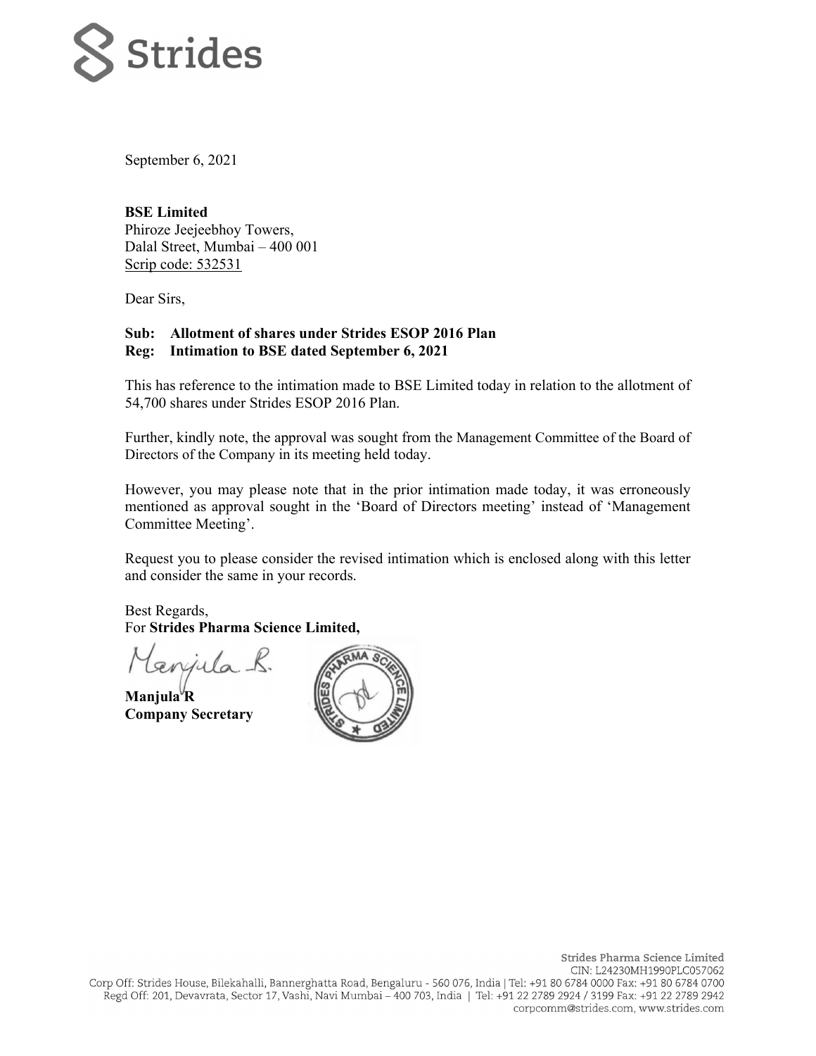Strides

September 6, 2021

**BSE Limited**
Phiroze Jeejeebhoy Towers,
Dalal Street, Mumbai – 400 001
Scrip code: 532531

Dear Sirs,

**Sub: Allotment of shares under Strides ESOP 2016 Plan**
**Reg: Intimation to BSE dated September 6, 2021**

This has reference to the intimation made to BSE Limited today in relation to the allotment of 54,700 shares under Strides ESOP 2016 Plan.

Further, kindly note, the approval was sought from the Management Committee of the Board of Directors of the Company in its meeting held today.

However, you may please note that in the prior intimation made today, it was erroneously mentioned as approval sought in the 'Board of Directors meeting' instead of 'Management Committee Meeting'.

Request you to please consider the revised intimation which is enclosed along with this letter and consider the same in your records.

Best Regards,
For **Strides Pharma Science Limited,**

**Manjula R**
**Company Secretary**

Strides Pharma Science Limited
CIN: L24230MH1990PLC057062
Corp Off: Strides House, Bilekahalli, Bannerghatta Road, Bengaluru - 560 076, India | Tel: +91 80 6784 0000 Fax: +91 80 6784 0700
Regd Off: 201, Devavrata, Sector 17, Vashi, Navi Mumbai – 400 703, India | Tel: +91 22 2789 2924 / 3199 Fax: +91 22 2789 2942
corpcomm@strides.com, www.strides.com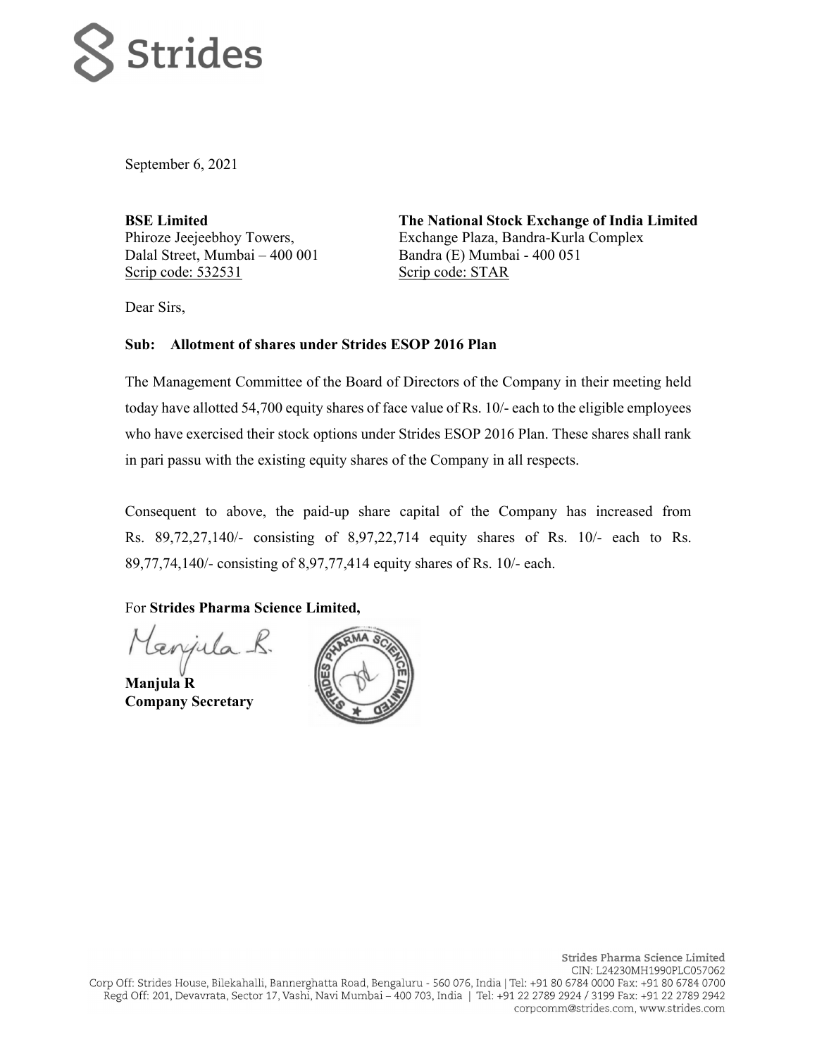Strides

September 6, 2021

**BSE Limited**
Phiroze Jeejeebhoy Towers,
Dalal Street, Mumbai – 400 001
Scrip code: 532531

**The National Stock Exchange of India Limited**
Exchange Plaza, Bandra-Kurla Complex
Bandra (E) Mumbai - 400 051
Scrip code: STAR

Dear Sirs,

**Sub: Allotment of shares under Strides ESOP 2016 Plan**

The Management Committee of the Board of Directors of the Company in their meeting held today have allotted 54,700 equity shares of face value of Rs. 10/- each to the eligible employees who have exercised their stock options under Strides ESOP 2016 Plan. These shares shall rank in pari passu with the existing equity shares of the Company in all respects.

Consequent to above, the paid-up share capital of the Company has increased from Rs. 89,72,27,140/- consisting of 8,97,22,714 equity shares of Rs. 10/- each to Rs. 89,77,74,140/- consisting of 8,97,77,414 equity shares of Rs. 10/- each.

For **Strides Pharma Science Limited,**

**Manjula R**
**Company Secretary**

Strides Pharma Science Limited
CIN: L24230MH1990PLC057062
Corp Off: Strides House, Bilekahalli, Bannerghatta Road, Bengaluru - 560 076, India | Tel: +91 80 6784 0000 Fax: +91 80 6784 0700
Regd Off: 201, Devavrata, Sector 17, Vashi, Navi Mumbai – 400 703, India | Tel: +91 22 2789 2924 / 3199 Fax: +91 22 2789 2942
corpcomm@strides.com, www.strides.com